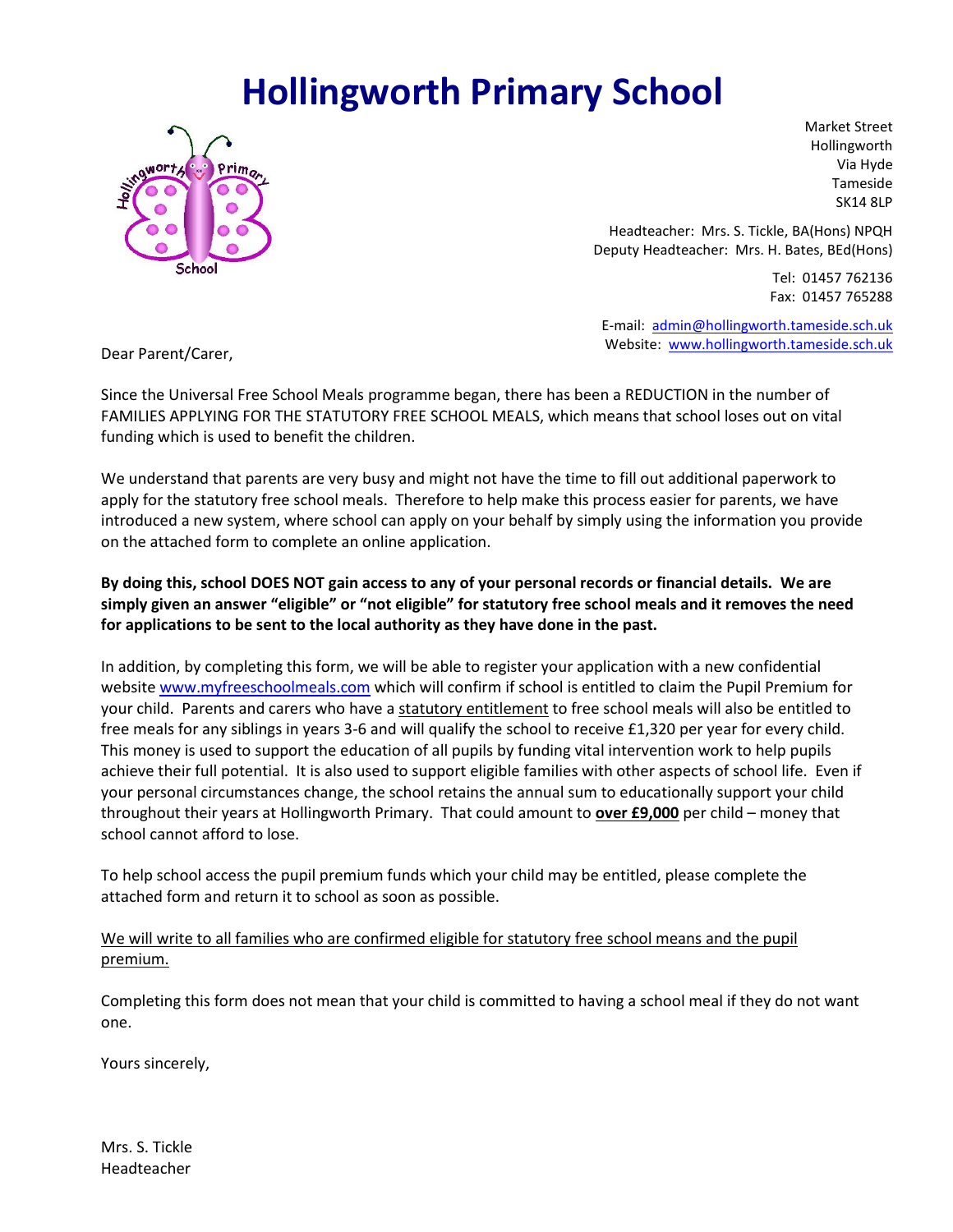# Hollingworth Primary School

Market Street
Hollingworth
Via Hyde
Tameside
SK14 8LP

Headteacher: Mrs. S. Tickle, BA(Hons) NPQH
Deputy Headteacher: Mrs. H. Bates, BEd(Hons)

Tel: 01457 762136
Fax: 01457 765288

E-mail: admin@hollingworth.tameside.sch.uk
Website: www.hollingworth.tameside.sch.uk

Dear Parent/Carer,

Since the Universal Free School Meals programme began, there has been a REDUCTION in the number of FAMILIES APPLYING FOR THE STATUTORY FREE SCHOOL MEALS, which means that school loses out on vital funding which is used to benefit the children.

We understand that parents are very busy and might not have the time to fill out additional paperwork to apply for the statutory free school meals. Therefore to help make this process easier for parents, we have introduced a new system, where school can apply on your behalf by simply using the information you provide on the attached form to complete an online application.

**By doing this, school DOES NOT gain access to any of your personal records or financial details. We are simply given an answer "eligible" or "not eligible" for statutory free school meals and it removes the need for applications to be sent to the local authority as they have done in the past.**

In addition, by completing this form, we will be able to register your application with a new confidential website www.myfreeschoolmeals.com which will confirm if school is entitled to claim the Pupil Premium for your child. Parents and carers who have a statutory entitlement to free school meals will also be entitled to free meals for any siblings in years 3-6 and will qualify the school to receive £1,320 per year for every child. This money is used to support the education of all pupils by funding vital intervention work to help pupils achieve their full potential. It is also used to support eligible families with other aspects of school life. Even if your personal circumstances change, the school retains the annual sum to educationally support your child throughout their years at Hollingworth Primary. That could amount to **over £9,000** per child – money that school cannot afford to lose.

To help school access the pupil premium funds which your child may be entitled, please complete the attached form and return it to school as soon as possible.

We will write to all families who are confirmed eligible for statutory free school means and the pupil premium.

Completing this form does not mean that your child is committed to having a school meal if they do not want one.

Yours sincerely,

Mrs. S. Tickle
Headteacher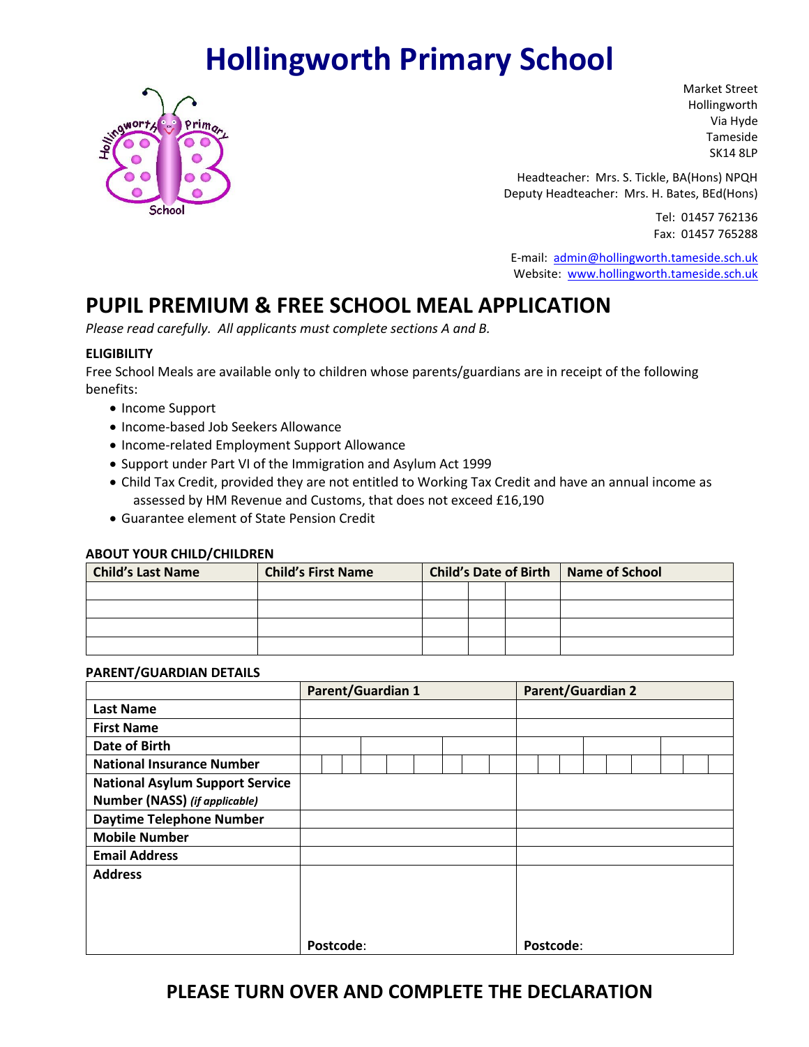# Hollingworth Primary School

Market Street
Hollingworth
Via Hyde
Tameside
SK14 8LP

Headteacher: Mrs. S. Tickle, BA(Hons) NPQH
Deputy Headteacher: Mrs. H. Bates, BEd(Hons)

Tel: 01457 762136
Fax: 01457 765288

E-mail: admin@hollingworth.tameside.sch.uk
Website: www.hollingworth.tameside.sch.uk

## PUPIL PREMIUM & FREE SCHOOL MEAL APPLICATION

*Please read carefully. All applicants must complete sections A and B.*

### ELIGIBILITY

Free School Meals are available only to children whose parents/guardians are in receipt of the following benefits:

- Income Support
- Income-based Job Seekers Allowance
- Income-related Employment Support Allowance
- Support under Part VI of the Immigration and Asylum Act 1999
- Child Tax Credit, provided they are not entitled to Working Tax Credit and have an annual income as assessed by HM Revenue and Customs, that does not exceed £16,190
- Guarantee element of State Pension Credit

### ABOUT YOUR CHILD/CHILDREN

| Child's Last Name | Child's First Name | Child's Date of Birth | Name of School |
|---|---|---|---|
| | | | |
| | | | |
| | | | |
| | | | |

### PARENT/GUARDIAN DETAILS

| | Parent/Guardian 1 | Parent/Guardian 2 |
|---|---|---|
| **Last Name** | | |
| **First Name** | | |
| **Date of Birth** | | |
| **National Insurance Number** | | |
| **National Asylum Support Service Number (NASS)** *(if applicable)* | | |
| **Daytime Telephone Number** | | |
| **Mobile Number** | | |
| **Email Address** | | |
| **Address** | **Postcode**: | **Postcode**: |

## PLEASE TURN OVER AND COMPLETE THE DECLARATION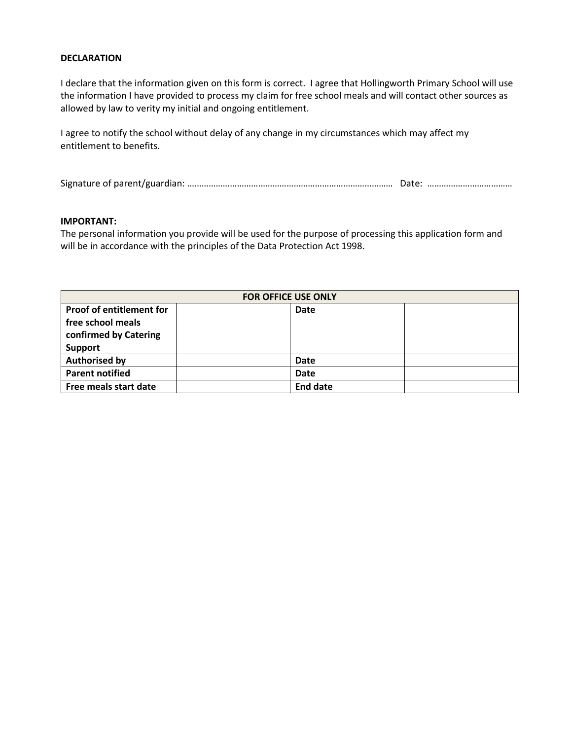**DECLARATION**

I declare that the information given on this form is correct. I agree that Hollingworth Primary School will use the information I have provided to process my claim for free school meals and will contact other sources as allowed by law to verity my initial and ongoing entitlement.

I agree to notify the school without delay of any change in my circumstances which may affect my entitlement to benefits.

Signature of parent/guardian: ………………………………………………………………………… Date: ………………………………

**IMPORTANT:**
The personal information you provide will be used for the purpose of processing this application form and will be in accordance with the principles of the Data Protection Act 1998.

| **FOR OFFICE USE ONLY** | | | |
|---|---|---|---|
| **Proof of entitlement for free school meals confirmed by Catering Support** | | **Date** | |
| **Authorised by** | | **Date** | |
| **Parent notified** | | **Date** | |
| **Free meals start date** | | **End date** | |